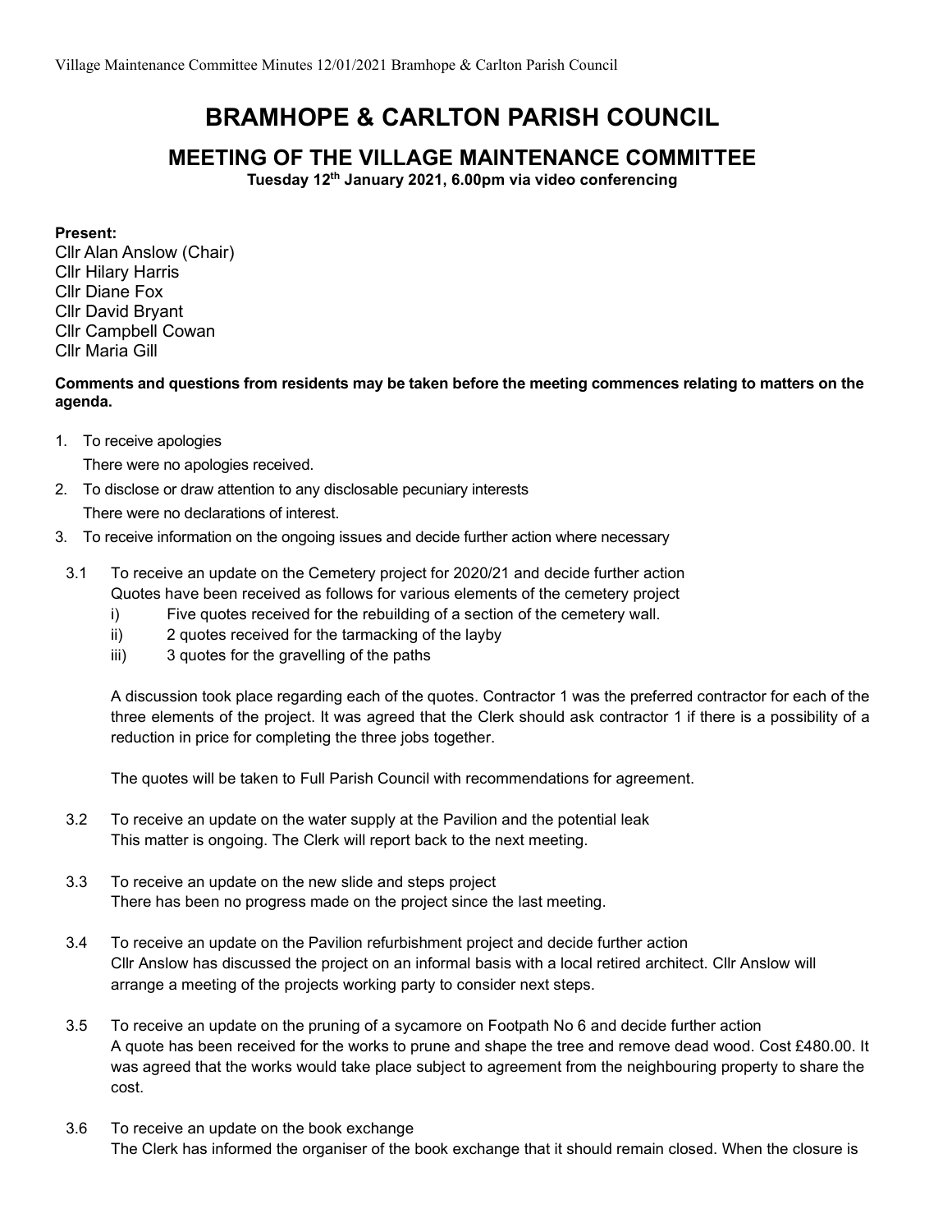# BRAMHOPE & CARLTON PARISH COUNCIL

## MEETING OF THE VILLAGE MAINTENANCE COMMITTEE

**Tuesday 12th January 2021, 6.00pm via video conferencing**

**Present:**
Cllr Alan Anslow (Chair)
Cllr Hilary Harris
Cllr Diane Fox
Cllr David Bryant
Cllr Campbell Cowan
Cllr Maria Gill

**Comments and questions from residents may be taken before the meeting commences relating to matters on the agenda.**

1. To receive apologies
   There were no apologies received.
2. To disclose or draw attention to any disclosable pecuniary interests
   There were no declarations of interest.
3. To receive information on the ongoing issues and decide further action where necessary

3.1 To receive an update on the Cemetery project for 2020/21 and decide further action
Quotes have been received as follows for various elements of the cemetery project

i) Five quotes received for the rebuilding of a section of the cemetery wall.
ii) 2 quotes received for the tarmacking of the layby
iii) 3 quotes for the gravelling of the paths

A discussion took place regarding each of the quotes. Contractor 1 was the preferred contractor for each of the three elements of the project. It was agreed that the Clerk should ask contractor 1 if there is a possibility of a reduction in price for completing the three jobs together.

The quotes will be taken to Full Parish Council with recommendations for agreement.

3.2 To receive an update on the water supply at the Pavilion and the potential leak
This matter is ongoing. The Clerk will report back to the next meeting.

3.3 To receive an update on the new slide and steps project
There has been no progress made on the project since the last meeting.

3.4 To receive an update on the Pavilion refurbishment project and decide further action
Cllr Anslow has discussed the project on an informal basis with a local retired architect. Cllr Anslow will arrange a meeting of the projects working party to consider next steps.

3.5 To receive an update on the pruning of a sycamore on Footpath No 6 and decide further action
A quote has been received for the works to prune and shape the tree and remove dead wood. Cost £480.00. It was agreed that the works would take place subject to agreement from the neighbouring property to share the cost.

3.6 To receive an update on the book exchange
The Clerk has informed the organiser of the book exchange that it should remain closed. When the closure is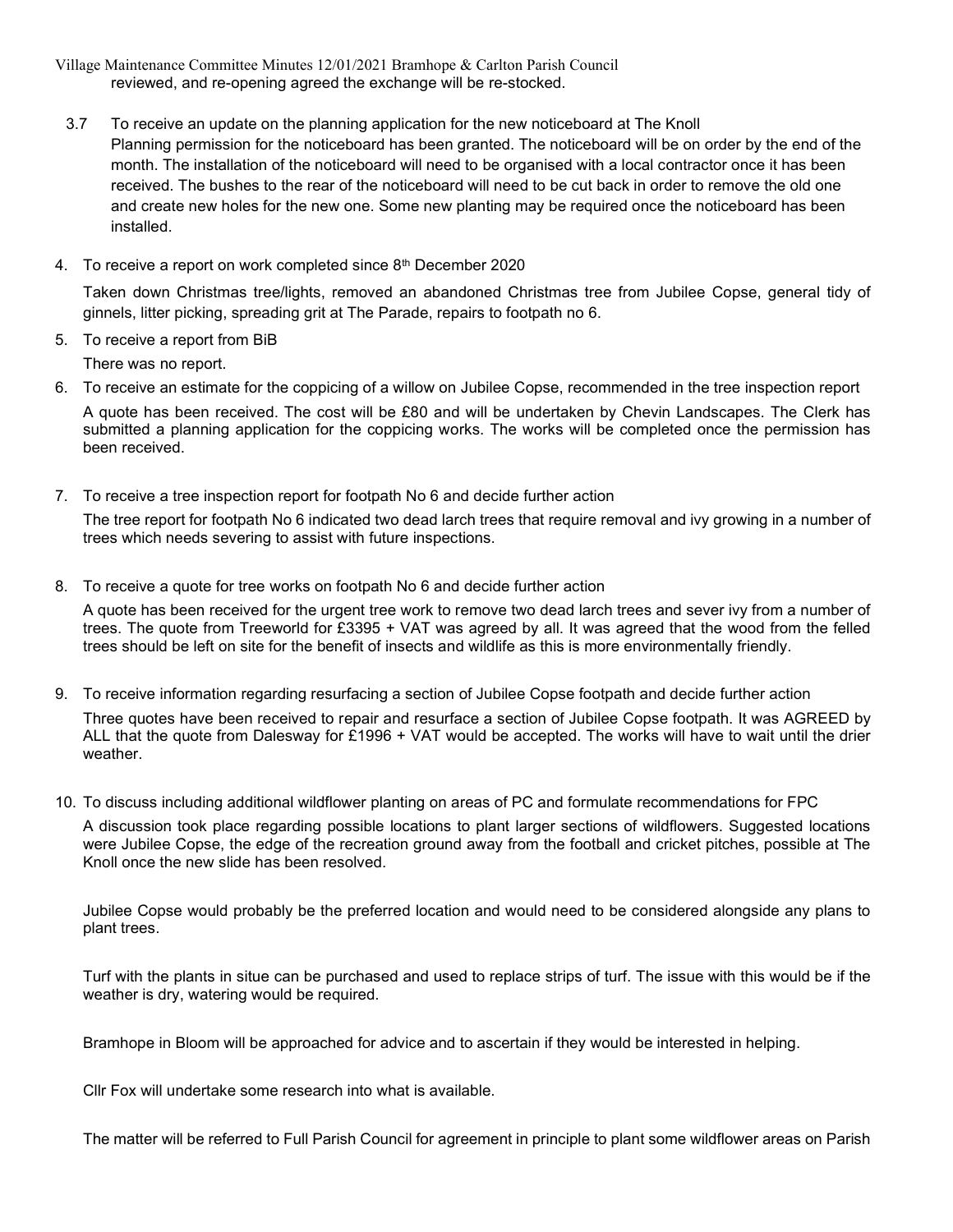reviewed, and re-opening agreed the exchange will be re-stocked.

3.7 To receive an update on the planning application for the new noticeboard at The Knoll

Planning permission for the noticeboard has been granted. The noticeboard will be on order by the end of the month. The installation of the noticeboard will need to be organised with a local contractor once it has been received. The bushes to the rear of the noticeboard will need to be cut back in order to remove the old one and create new holes for the new one. Some new planting may be required once the noticeboard has been installed.

4. To receive a report on work completed since 8th December 2020

Taken down Christmas tree/lights, removed an abandoned Christmas tree from Jubilee Copse, general tidy of ginnels, litter picking, spreading grit at The Parade, repairs to footpath no 6.

5. To receive a report from BiB

There was no report.

6. To receive an estimate for the coppicing of a willow on Jubilee Copse, recommended in the tree inspection report

A quote has been received. The cost will be £80 and will be undertaken by Chevin Landscapes. The Clerk has submitted a planning application for the coppicing works. The works will be completed once the permission has been received.

7. To receive a tree inspection report for footpath No 6 and decide further action

The tree report for footpath No 6 indicated two dead larch trees that require removal and ivy growing in a number of trees which needs severing to assist with future inspections.

8. To receive a quote for tree works on footpath No 6 and decide further action

A quote has been received for the urgent tree work to remove two dead larch trees and sever ivy from a number of trees. The quote from Treeworld for £3395 + VAT was agreed by all. It was agreed that the wood from the felled trees should be left on site for the benefit of insects and wildlife as this is more environmentally friendly.

9. To receive information regarding resurfacing a section of Jubilee Copse footpath and decide further action

Three quotes have been received to repair and resurface a section of Jubilee Copse footpath. It was AGREED by ALL that the quote from Dalesway for £1996 + VAT would be accepted. The works will have to wait until the drier weather.

10. To discuss including additional wildflower planting on areas of PC and formulate recommendations for FPC

A discussion took place regarding possible locations to plant larger sections of wildflowers. Suggested locations were Jubilee Copse, the edge of the recreation ground away from the football and cricket pitches, possible at The Knoll once the new slide has been resolved.

Jubilee Copse would probably be the preferred location and would need to be considered alongside any plans to plant trees.

Turf with the plants in situe can be purchased and used to replace strips of turf. The issue with this would be if the weather is dry, watering would be required.

Bramhope in Bloom will be approached for advice and to ascertain if they would be interested in helping.

Cllr Fox will undertake some research into what is available.

The matter will be referred to Full Parish Council for agreement in principle to plant some wildflower areas on Parish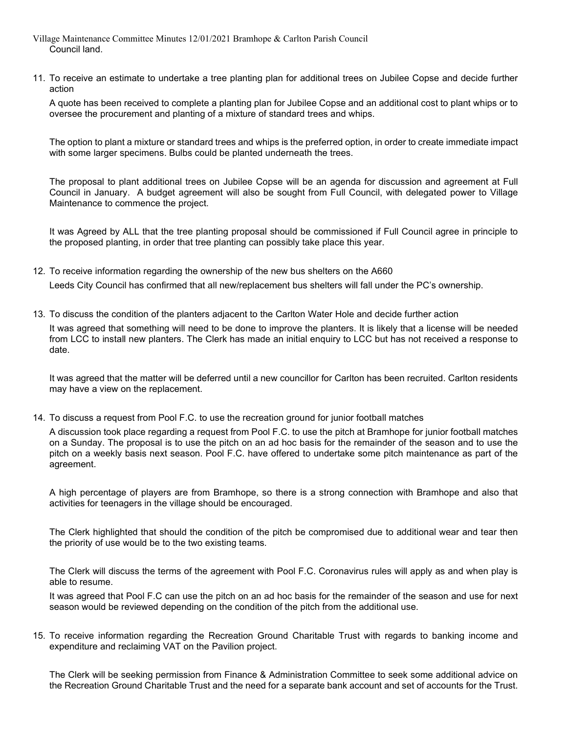Council land.

11. To receive an estimate to undertake a tree planting plan for additional trees on Jubilee Copse and decide further action

    A quote has been received to complete a planting plan for Jubilee Copse and an additional cost to plant whips or to oversee the procurement and planting of a mixture of standard trees and whips.

    The option to plant a mixture or standard trees and whips is the preferred option, in order to create immediate impact with some larger specimens. Bulbs could be planted underneath the trees.

    The proposal to plant additional trees on Jubilee Copse will be an agenda for discussion and agreement at Full Council in January. A budget agreement will also be sought from Full Council, with delegated power to Village Maintenance to commence the project.

    It was Agreed by ALL that the tree planting proposal should be commissioned if Full Council agree in principle to the proposed planting, in order that tree planting can possibly take place this year.

12. To receive information regarding the ownership of the new bus shelters on the A660

    Leeds City Council has confirmed that all new/replacement bus shelters will fall under the PC's ownership.

13. To discuss the condition of the planters adjacent to the Carlton Water Hole and decide further action

    It was agreed that something will need to be done to improve the planters. It is likely that a license will be needed from LCC to install new planters. The Clerk has made an initial enquiry to LCC but has not received a response to date.

    It was agreed that the matter will be deferred until a new councillor for Carlton has been recruited. Carlton residents may have a view on the replacement.

14. To discuss a request from Pool F.C. to use the recreation ground for junior football matches

    A discussion took place regarding a request from Pool F.C. to use the pitch at Bramhope for junior football matches on a Sunday. The proposal is to use the pitch on an ad hoc basis for the remainder of the season and to use the pitch on a weekly basis next season. Pool F.C. have offered to undertake some pitch maintenance as part of the agreement.

    A high percentage of players are from Bramhope, so there is a strong connection with Bramhope and also that activities for teenagers in the village should be encouraged.

    The Clerk highlighted that should the condition of the pitch be compromised due to additional wear and tear then the priority of use would be to the two existing teams.

    The Clerk will discuss the terms of the agreement with Pool F.C. Coronavirus rules will apply as and when play is able to resume.

    It was agreed that Pool F.C can use the pitch on an ad hoc basis for the remainder of the season and use for next season would be reviewed depending on the condition of the pitch from the additional use.

15. To receive information regarding the Recreation Ground Charitable Trust with regards to banking income and expenditure and reclaiming VAT on the Pavilion project.

    The Clerk will be seeking permission from Finance & Administration Committee to seek some additional advice on the Recreation Ground Charitable Trust and the need for a separate bank account and set of accounts for the Trust.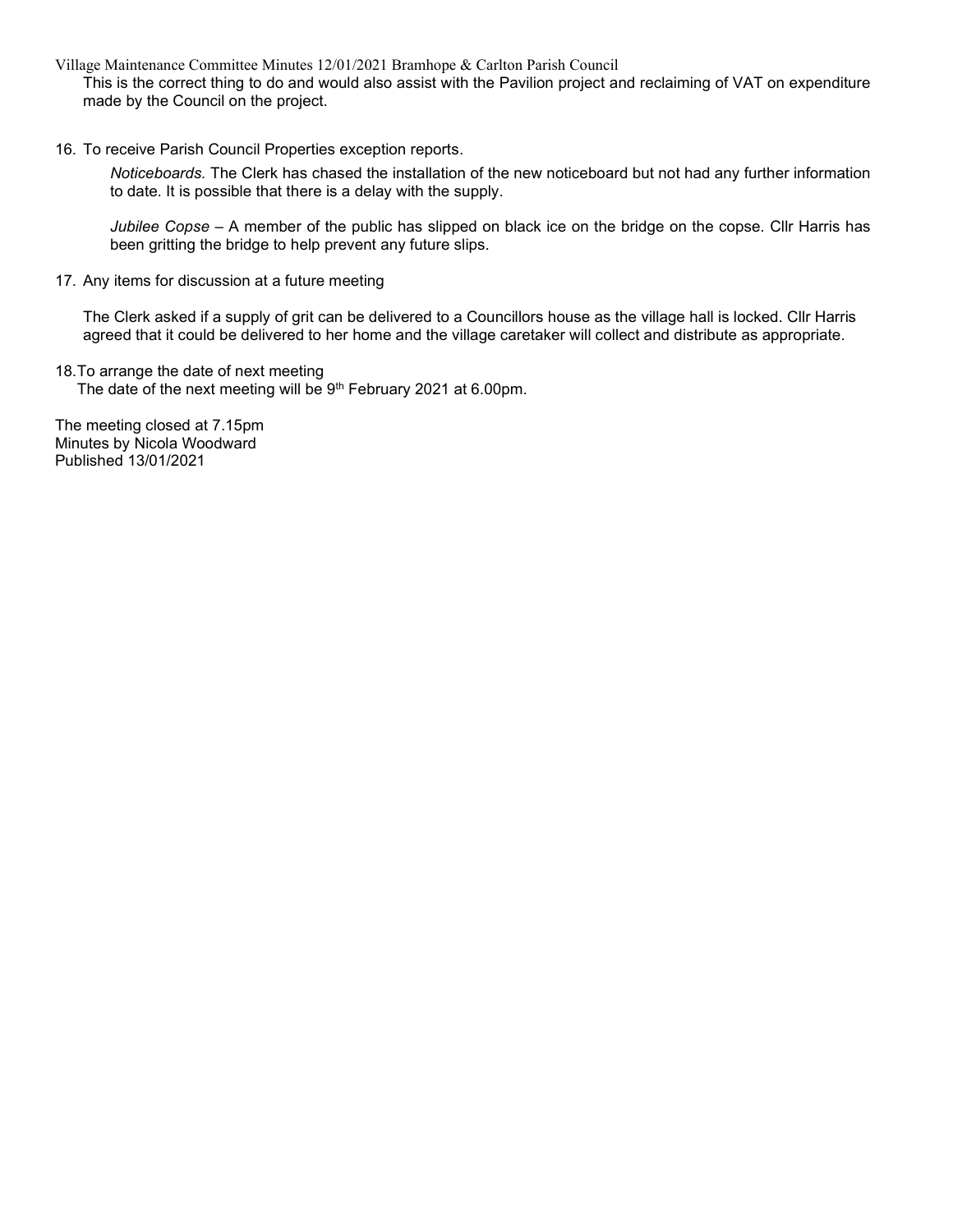This is the correct thing to do and would also assist with the Pavilion project and reclaiming of VAT on expenditure made by the Council on the project.

16. To receive Parish Council Properties exception reports.

    *Noticeboards.* The Clerk has chased the installation of the new noticeboard but not had any further information to date. It is possible that there is a delay with the supply.

    *Jubilee Copse* – A member of the public has slipped on black ice on the bridge on the copse. Cllr Harris has been gritting the bridge to help prevent any future slips.

17. Any items for discussion at a future meeting

    The Clerk asked if a supply of grit can be delivered to a Councillors house as the village hall is locked. Cllr Harris agreed that it could be delivered to her home and the village caretaker will collect and distribute as appropriate.

18. To arrange the date of next meeting

    The date of the next meeting will be 9th February 2021 at 6.00pm.

The meeting closed at 7.15pm
Minutes by Nicola Woodward
Published 13/01/2021